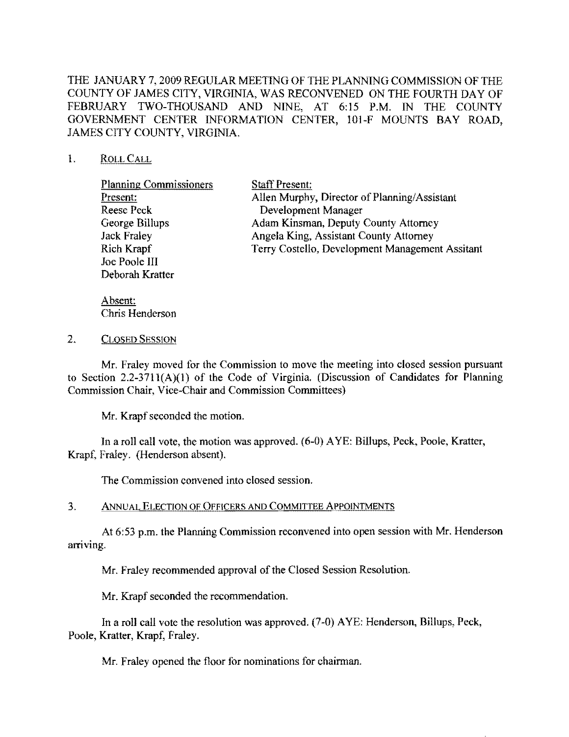THE JANUARY 7, 2009 REGULAR MEETING OF THE PLANNING COMMISSION OF THE COUNTY OF JAMES CITY, VIRGINIA, WAS RECONVENED ON THE FOURTH DAY OF FEBRUARY TWO-THOUSAND AND NINE, AT 6:15 P.M. IN THE COUNTY GOVERNMENT CENTER INFORMATION CENTER, 101-F MOUNTS BAY ROAD, JAMES CITY COUNTY, VIRGINIA.

1. ROLL CALL

| Planning Commissioners Present: | Staff Present: |
|---|---|
| Reese Peck | Allen Murphy, Director of Planning/Assistant Development Manager |
| George Billups | Adam Kinsman, Deputy County Attorney |
| Jack Fraley | Angela King, Assistant County Attorney |
| Rich Krapf | Terry Costello, Development Management Assitant |
| Joe Poole III | |
| Deborah Kratter | |

Absent:
Chris Henderson

2. CLOSED SESSION

Mr. Fraley moved for the Commission to move the meeting into closed session pursuant to Section 2.2-3711(A)(1) of the Code of Virginia. (Discussion of Candidates for Planning Commission Chair, Vice-Chair and Commission Committees)

Mr. Krapf seconded the motion.

In a roll call vote, the motion was approved. (6-0) AYE: Billups, Peck, Poole, Kratter, Krapf, Fraley. (Henderson absent).

The Commission convened into closed session.

3. ANNUAL ELECTION OF OFFICERS AND COMMITTEE APPOINTMENTS

At 6:53 p.m. the Planning Commission reconvened into open session with Mr. Henderson arriving.

Mr. Fraley recommended approval of the Closed Session Resolution.

Mr. Krapf seconded the recommendation.

In a roll call vote the resolution was approved. (7-0) AYE: Henderson, Billups, Peck, Poole, Kratter, Krapf, Fraley.

Mr. Fraley opened the floor for nominations for chairman.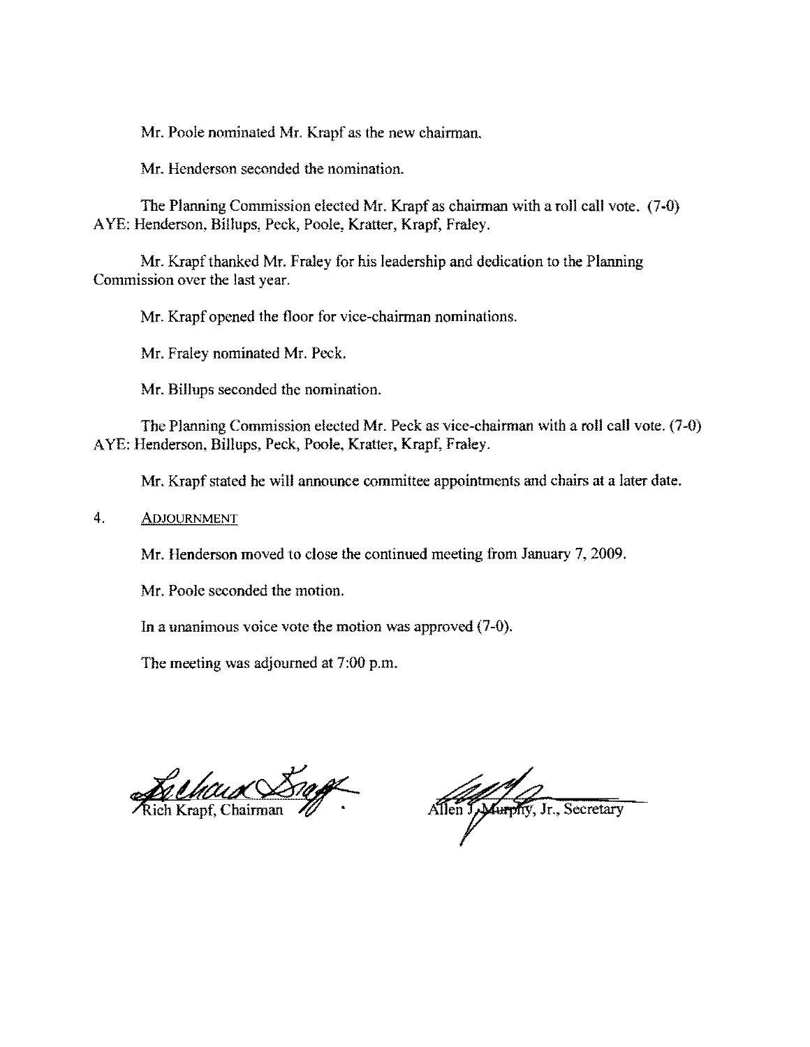Mr. Poole nominated Mr. Krapf as the new chairman.

Mr. Henderson seconded the nomination.

The Planning Commission elected Mr. Krapf as chairman with a roll call vote. (7-0) AYE: Henderson, Billups, Peck, Poole, Kratter, Krapf, Fraley.

Mr. Krapf thanked Mr. Fraley for his leadership and dedication to the Planning Commission over the last year.

Mr. Krapf opened the floor for vice-chairman nominations.

Mr. Fraley nominated Mr. Peck.

Mr. Billups seconded the nomination.

The Planning Commission elected Mr. Peck as vice-chairman with a roll call vote. (7-0) AYE: Henderson, Billups, Peck, Poole, Kratter, Krapf, Fraley.

Mr. Krapf stated he will announce committee appointments and chairs at a later date.

## 4. ADJOURNMENT

Mr. Henderson moved to close the continued meeting from January 7, 2009.

Mr. Poole seconded the motion.

In a unanimous voice vote the motion was approved (7-0).

The meeting was adjourned at 7:00 p.m.

Rich Krapf, Chairman

Allen J. Murphy, Jr., Secretary